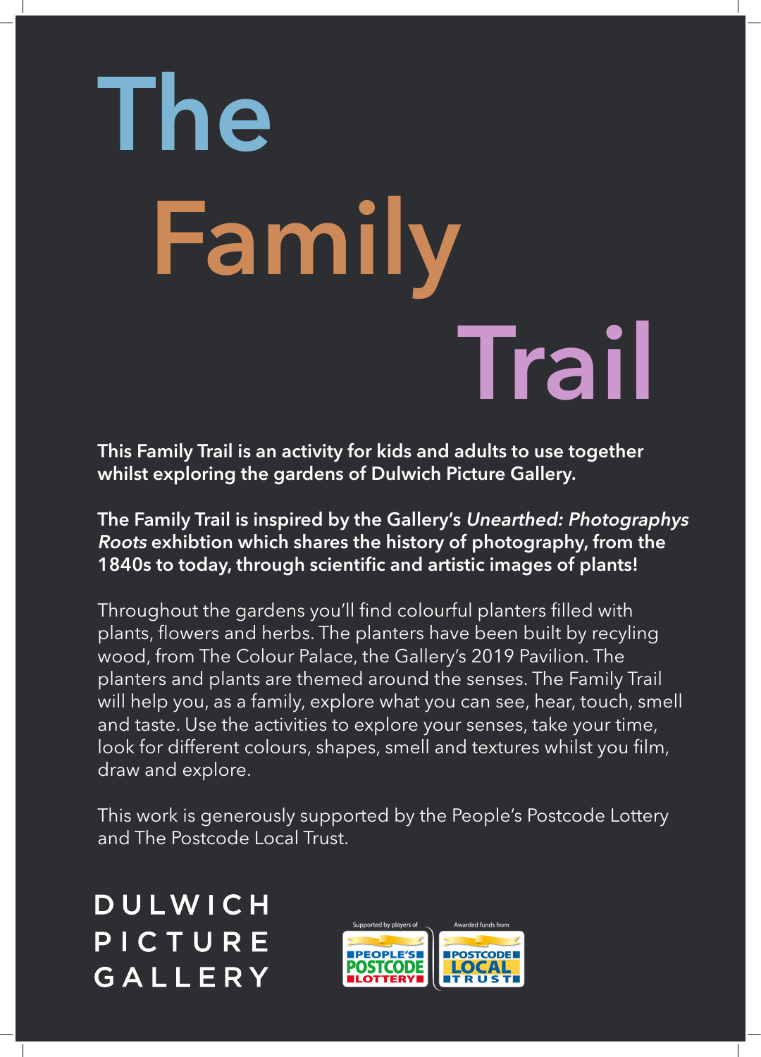# The Family Trail

**This Family Trail is an activity for kids and adults to use together whilst exploring the gardens of Dulwich Picture Gallery.**

**The Family Trail is inspired by the Gallery's *Unearthed: Photographys Roots* exhibtion which shares the history of photography, from the 1840s to today, through scientific and artistic images of plants!**

Throughout the gardens you'll find colourful planters filled with plants, flowers and herbs. The planters have been built by recyling wood, from The Colour Palace, the Gallery's 2019 Pavilion. The planters and plants are themed around the senses. The Family Trail will help you, as a family, explore what you can see, hear, touch, smell and taste. Use the activities to explore your senses, take your time, look for different colours, shapes, smell and textures whilst you film, draw and explore.

This work is generously supported by the People's Postcode Lottery and The Postcode Local Trust.

DULWICH PICTURE GALLERY

Supported by players of PEOPLE'S POSTCODE LOTTERY

Awarded funds from POSTCODE LOCAL TRUST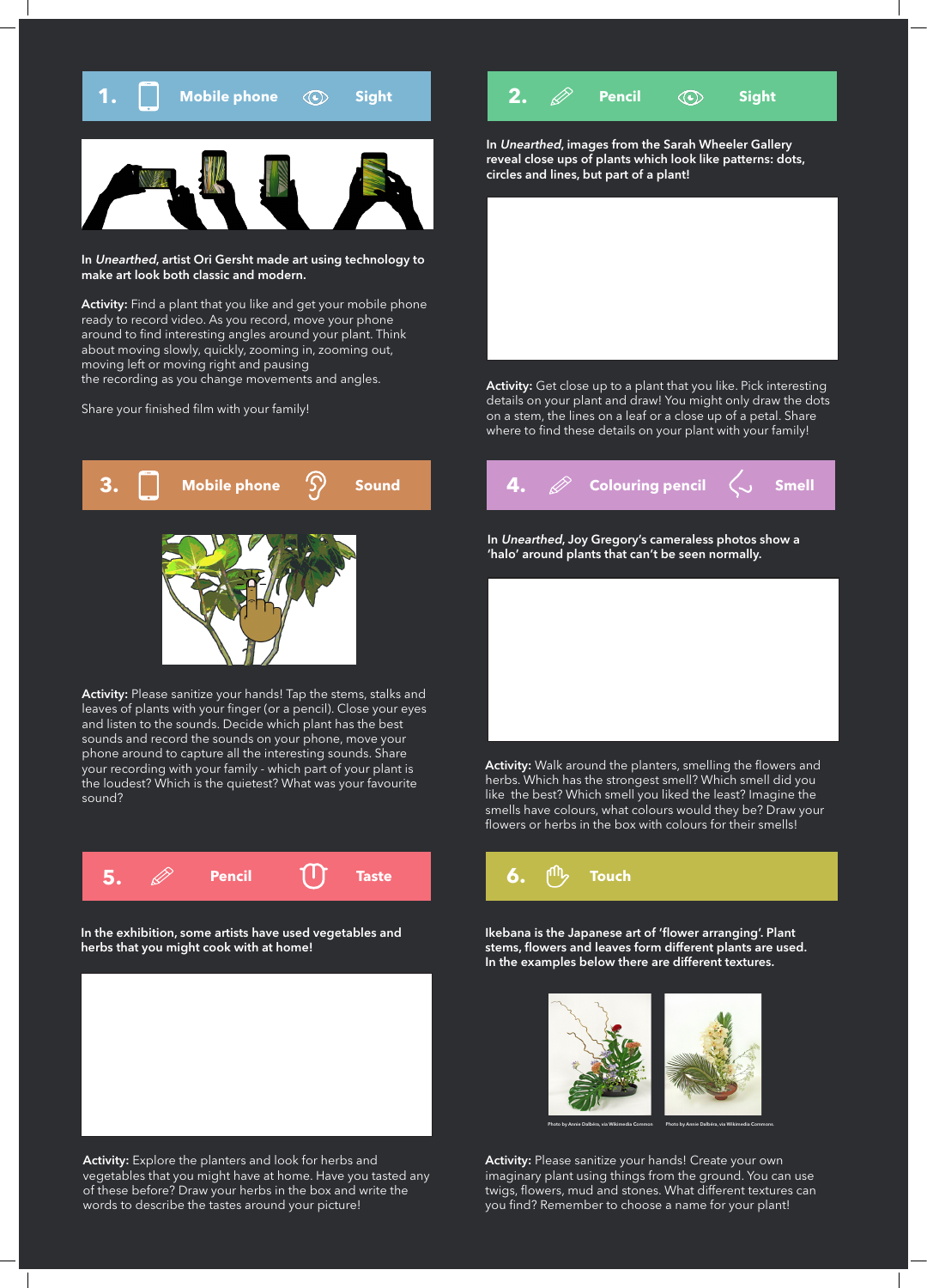## 1. Mobile phone Sight

In *Unearthed*, artist Ori Gersht made art using technology to make art look both classic and modern.

**Activity:** Find a plant that you like and get your mobile phone ready to record video. As you record, move your phone around to find interesting angles around your plant. Think about moving slowly, quickly, zooming in, zooming out, moving left or moving right and pausing the recording as you change movements and angles.

Share your finished film with your family!

## 2. Pencil Sight

In *Unearthed*, images from the Sarah Wheeler Gallery reveal close ups of plants which look like patterns: dots, circles and lines, but part of a plant!

**Activity:** Get close up to a plant that you like. Pick interesting details on your plant and draw! You might only draw the dots on a stem, the lines on a leaf or a close up of a petal. Share where to find these details on your plant with your family!

## 3. Mobile phone Sound

**Activity:** Please sanitize your hands! Tap the stems, stalks and leaves of plants with your finger (or a pencil). Close your eyes and listen to the sounds. Decide which plant has the best sounds and record the sounds on your phone, move your phone around to capture all the interesting sounds. Share your recording with your family - which part of your plant is the loudest? Which is the quietest? What was your favourite sound?

## 4. Colouring pencil Smell

In *Unearthed*, Joy Gregory's cameraless photos show a 'halo' around plants that can't be seen normally.

**Activity:** Walk around the planters, smelling the flowers and herbs. Which has the strongest smell? Which smell did you like the best? Which smell you liked the least? Imagine the smells have colours, what colours would they be? Draw your flowers or herbs in the box with colours for their smells!

## 5. Pencil Taste

In the exhibition, some artists have used vegetables and herbs that you might cook with at home!

**Activity:** Explore the planters and look for herbs and vegetables that you might have at home. Have you tasted any of these before? Draw your herbs in the box and write the words to describe the tastes around your picture!

## 6. Touch

Ikebana is the Japanese art of 'flower arranging'. Plant stems, flowers and leaves form different plants are used. In the examples below there are different textures.

Photo by Annie Dalbéra, via Wikimedia Common

Photo by Annie Dalbéra, via Wikimedia Commons.

**Activity:** Please sanitize your hands! Create your own imaginary plant using things from the ground. You can use twigs, flowers, mud and stones. What different textures can you find? Remember to choose a name for your plant!